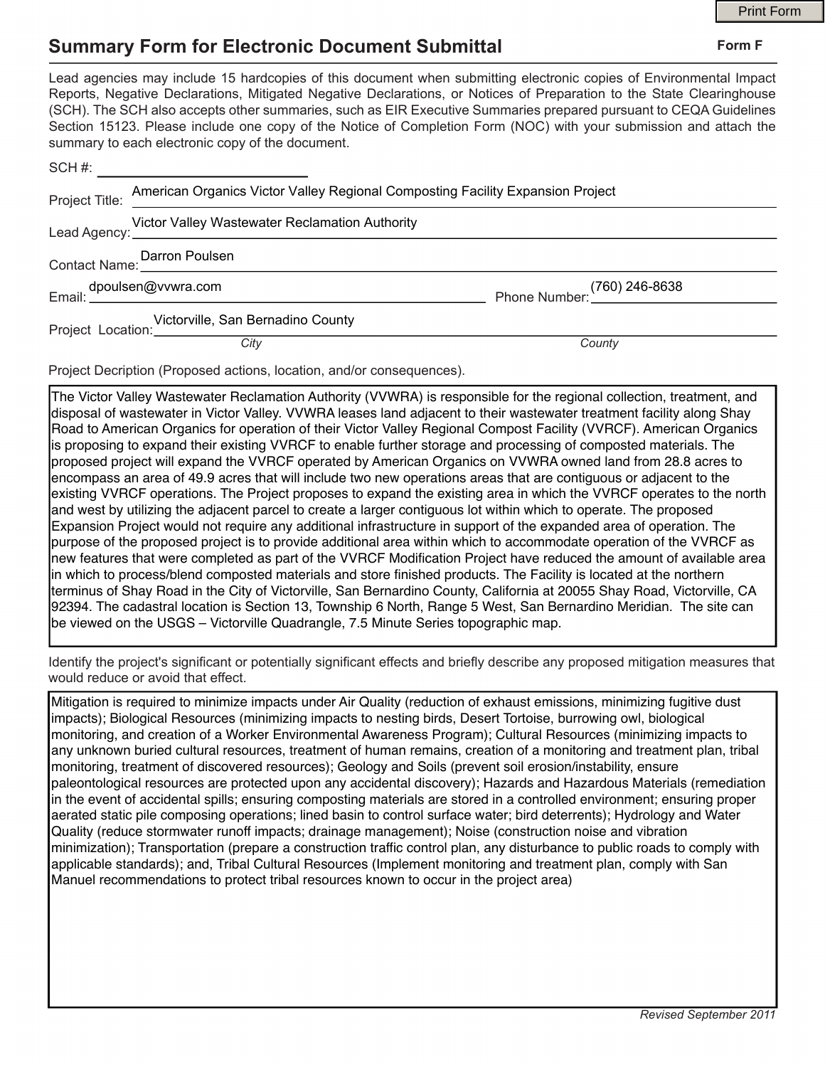# Summary Form for Electronic Document Submittal

**Form F**

Lead agencies may include 15 hardcopies of this document when submitting electronic copies of Environmental Impact Reports, Negative Declarations, Mitigated Negative Declarations, or Notices of Preparation to the State Clearinghouse (SCH). The SCH also accepts other summaries, such as EIR Executive Summaries prepared pursuant to CEQA Guidelines Section 15123. Please include one copy of the Notice of Completion Form (NOC) with your submission and attach the summary to each electronic copy of the document.

SCH #: 

Project Title: American Organics Victor Valley Regional Composting Facility Expansion Project

Lead Agency: Victor Valley Wastewater Reclamation Authority

Contact Name: Darron Poulsen

Email: dpoulsen@vvwra.com Phone Number: (760) 246-8638

Project Location: Victorville, San Bernadino County

*City* *County*

Project Decription (Proposed actions, location, and/or consequences).

The Victor Valley Wastewater Reclamation Authority (VVWRA) is responsible for the regional collection, treatment, and disposal of wastewater in Victor Valley. VVWRA leases land adjacent to their wastewater treatment facility along Shay Road to American Organics for operation of their Victor Valley Regional Compost Facility (VVRCF). American Organics is proposing to expand their existing VVRCF to enable further storage and processing of composted materials. The proposed project will expand the VVRCF operated by American Organics on VVWRA owned land from 28.8 acres to encompass an area of 49.9 acres that will include two new operations areas that are contiguous or adjacent to the existing VVRCF operations. The Project proposes to expand the existing area in which the VVRCF operates to the north and west by utilizing the adjacent parcel to create a larger contiguous lot within which to operate. The proposed Expansion Project would not require any additional infrastructure in support of the expanded area of operation. The purpose of the proposed project is to provide additional area within which to accommodate operation of the VVRCF as new features that were completed as part of the VVRCF Modification Project have reduced the amount of available area in which to process/blend composted materials and store finished products. The Facility is located at the northern terminus of Shay Road in the City of Victorville, San Bernardino County, California at 20055 Shay Road, Victorville, CA 92394. The cadastral location is Section 13, Township 6 North, Range 5 West, San Bernardino Meridian. The site can be viewed on the USGS – Victorville Quadrangle, 7.5 Minute Series topographic map.

Identify the project's significant or potentially significant effects and briefly describe any proposed mitigation measures that would reduce or avoid that effect.

Mitigation is required to minimize impacts under Air Quality (reduction of exhaust emissions, minimizing fugitive dust impacts); Biological Resources (minimizing impacts to nesting birds, Desert Tortoise, burrowing owl, biological monitoring, and creation of a Worker Environmental Awareness Program); Cultural Resources (minimizing impacts to any unknown buried cultural resources, treatment of human remains, creation of a monitoring and treatment plan, tribal monitoring, treatment of discovered resources); Geology and Soils (prevent soil erosion/instability, ensure paleontological resources are protected upon any accidental discovery); Hazards and Hazardous Materials (remediation in the event of accidental spills; ensuring composting materials are stored in a controlled environment; ensuring proper aerated static pile composing operations; lined basin to control surface water; bird deterrents); Hydrology and Water Quality (reduce stormwater runoff impacts; drainage management); Noise (construction noise and vibration minimization); Transportation (prepare a construction traffic control plan, any disturbance to public roads to comply with applicable standards); and, Tribal Cultural Resources (Implement monitoring and treatment plan, comply with San Manuel recommendations to protect tribal resources known to occur in the project area)

*Revised September 2011*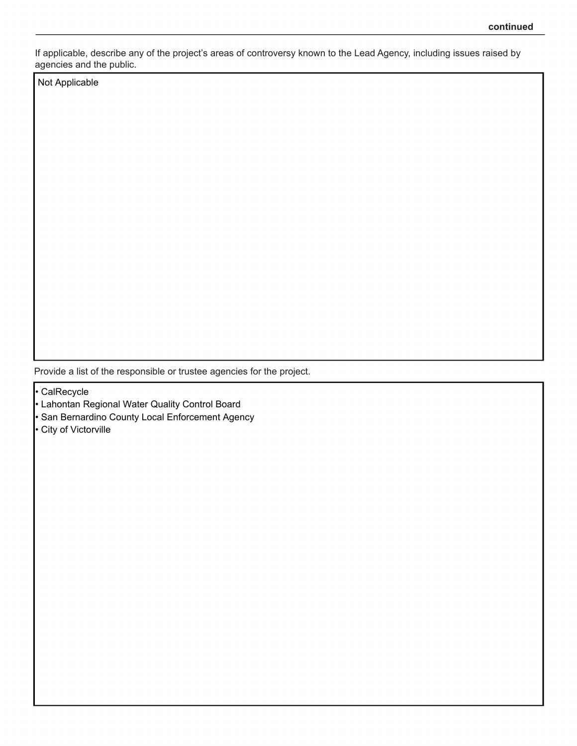continued

If applicable, describe any of the project's areas of controversy known to the Lead Agency, including issues raised by agencies and the public.

Not Applicable

Provide a list of the responsible or trustee agencies for the project.

- CalRecycle
- Lahontan Regional Water Quality Control Board
- San Bernardino County Local Enforcement Agency
- City of Victorville